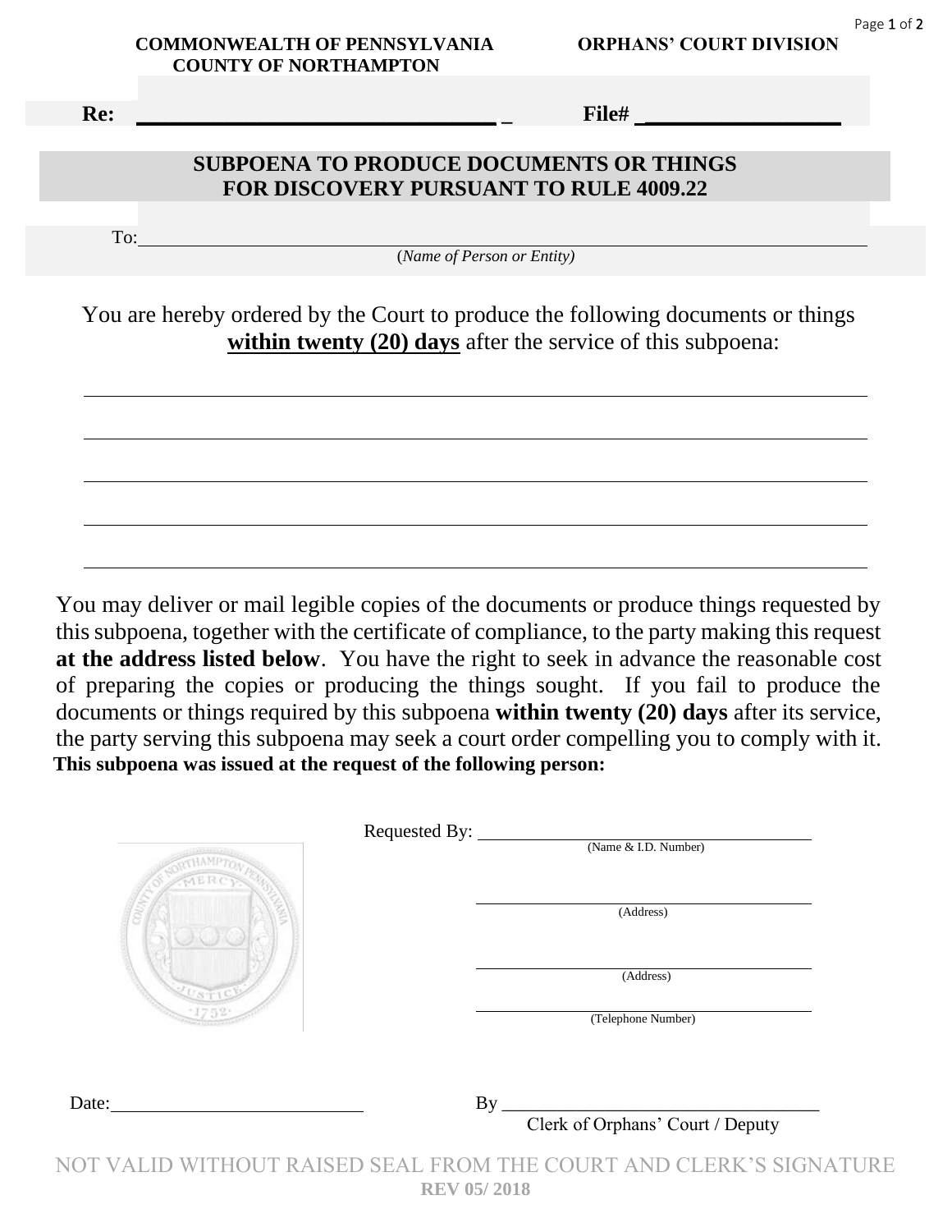**COMMONWEALTH OF PENNSYLVANIA**
**COUNTY OF NORTHAMPTON**

**ORPHANS' COURT DIVISION**

**Re:** ________________________________ _ **File#** __________________

## SUBPOENA TO PRODUCE DOCUMENTS OR THINGS FOR DISCOVERY PURSUANT TO RULE 4009.22

To: ________________________________________________________________
(*Name of Person or Entity*)

You are hereby ordered by the Court to produce the following documents or things **within twenty (20) days** after the service of this subpoena:

______________________________________________________________________

______________________________________________________________________

______________________________________________________________________

______________________________________________________________________

______________________________________________________________________

You may deliver or mail legible copies of the documents or produce things requested by this subpoena, together with the certificate of compliance, to the party making this request **at the address listed below**. You have the right to seek in advance the reasonable cost of preparing the copies or producing the things sought. If you fail to produce the documents or things required by this subpoena **within twenty (20) days** after its service, the party serving this subpoena may seek a court order compelling you to comply with it.

**This subpoena was issued at the request of the following person:**

Requested By: ________________________________
(Name & I.D. Number)

________________________________
(Address)

________________________________
(Address)

________________________________
(Telephone Number)

Date: ____________________________

By ________________________________
Clerk of Orphans' Court / Deputy

NOT VALID WITHOUT RAISED SEAL FROM THE COURT AND CLERK'S SIGNATURE

**REV 05/ 2018**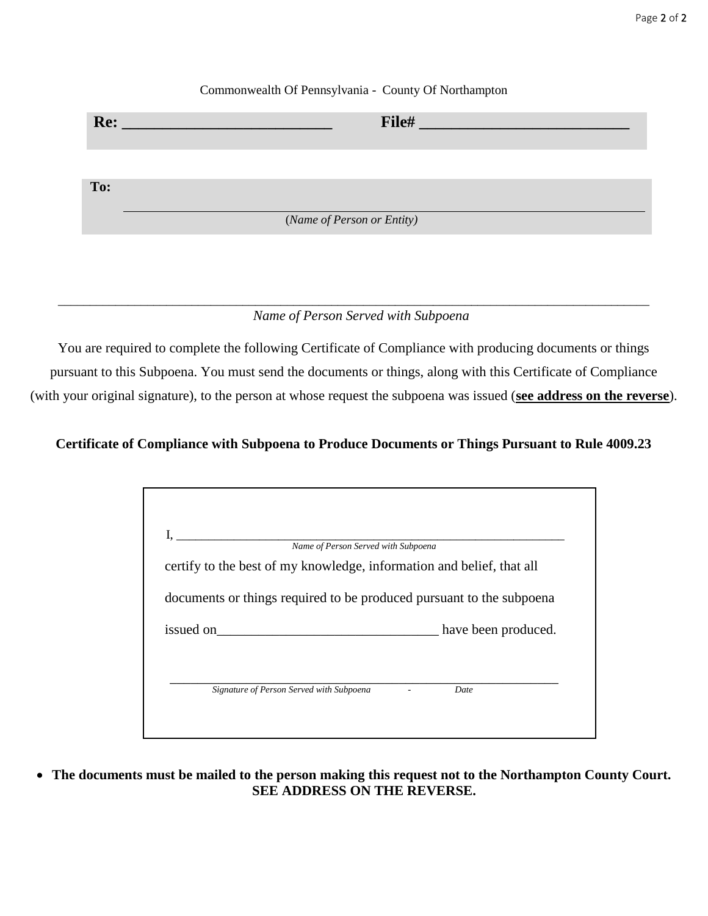Commonwealth Of Pennsylvania - County Of Northampton

**Re: \_\_\_\_\_\_\_\_\_\_\_\_\_\_\_\_\_\_\_\_\_\_\_\_\_\_ File# \_\_\_\_\_\_\_\_\_\_\_\_\_\_\_\_\_\_\_\_\_\_\_\_\_\_**

**To:** \_\_\_\_\_\_\_\_\_\_\_\_\_\_\_\_\_\_\_\_\_\_\_\_\_\_\_\_\_\_\_\_\_\_\_\_\_\_\_\_\_\_\_\_\_\_\_\_\_\_\_\_\_\_\_\_\_\_\_\_

(*Name of Person or Entity)*

\_\_\_\_\_\_\_\_\_\_\_\_\_\_\_\_\_\_\_\_\_\_\_\_\_\_\_\_\_\_\_\_\_\_\_\_\_\_\_\_\_\_\_\_\_\_\_\_\_\_\_\_\_\_\_\_\_\_\_\_\_\_\_\_\_\_\_\_\_\_

*Name of Person Served with Subpoena*

You are required to complete the following Certificate of Compliance with producing documents or things pursuant to this Subpoena. You must send the documents or things, along with this Certificate of Compliance (with your original signature), to the person at whose request the subpoena was issued (**see address on the reverse**).

**Certificate of Compliance with Subpoena to Produce Documents or Things Pursuant to Rule 4009.23**

I, \_\_\_\_\_\_\_\_\_\_\_\_\_\_\_\_\_\_\_\_\_\_\_\_\_\_\_\_\_\_\_\_\_\_\_\_\_\_\_\_\_\_\_\_\_\_\_\_\_\_\_\_\_\_\_\_\_\_\_\_

*Name of Person Served with Subpoena*

certify to the best of my knowledge, information and belief, that all documents or things required to be produced pursuant to the subpoena issued on\_\_\_\_\_\_\_\_\_\_\_\_\_\_\_\_\_\_\_\_\_\_\_\_\_\_\_\_\_\_\_\_ have been produced.

\_\_\_\_\_\_\_\_\_\_\_\_\_\_\_\_\_\_\_\_\_\_\_\_\_\_\_\_\_\_\_\_\_\_\_\_\_\_\_\_\_\_\_\_\_\_\_\_\_\_\_\_\_\_\_\_\_\_\_\_

*Signature of Person Served with Subpoena - Date*

- **The documents must be mailed to the person making this request not to the Northampton County Court. SEE ADDRESS ON THE REVERSE.**